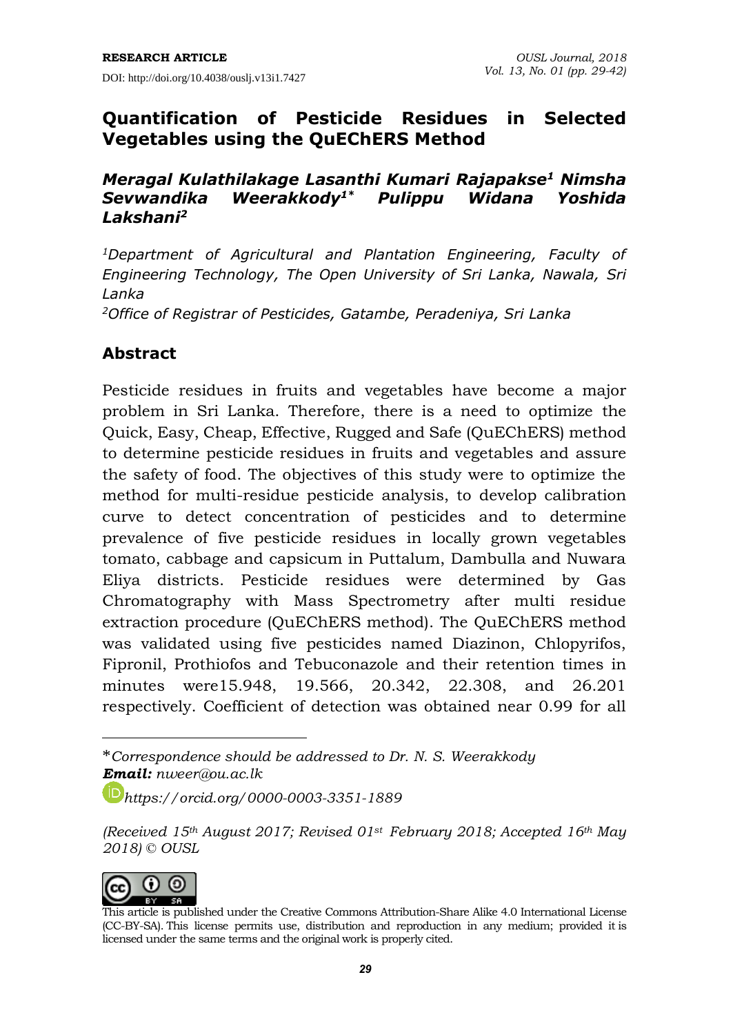RESEARCH ARTICLE

DOI: http://doi.org/10.4038/ouslj.v13i1.7427

# Quantification of Pesticide Residues in Selected Vegetables using the QuEChERS Method

***Meragal Kulathilakage Lasanthi Kumari Rajapakse[1] Nimsha Sevwandika Weerakkody[1*] Pulippu Widana Yoshida Lakshani[2]***

*[1]Department of Agricultural and Plantation Engineering, Faculty of Engineering Technology, The Open University of Sri Lanka, Nawala, Sri Lanka*

*[2]Office of Registrar of Pesticides, Gatambe, Peradeniya, Sri Lanka*

## Abstract

Pesticide residues in fruits and vegetables have become a major problem in Sri Lanka. Therefore, there is a need to optimize the Quick, Easy, Cheap, Effective, Rugged and Safe (QuEChERS) method to determine pesticide residues in fruits and vegetables and assure the safety of food. The objectives of this study were to optimize the method for multi-residue pesticide analysis, to develop calibration curve to detect concentration of pesticides and to determine prevalence of five pesticide residues in locally grown vegetables tomato, cabbage and capsicum in Puttalum, Dambulla and Nuwara Eliya districts. Pesticide residues were determined by Gas Chromatography with Mass Spectrometry after multi residue extraction procedure (QuEChERS method). The QuEChERS method was validated using five pesticides named Diazinon, Chlopyrifos, Fipronil, Prothiofos and Tebuconazole and their retention times in minutes were15.948, 19.566, 20.342, 22.308, and 26.201 respectively. Coefficient of detection was obtained near 0.99 for all

---

*Correspondence should be addressed to Dr. N. S. Weerakkody
***Email:*** *nweer@ou.ac.lk*

*https://orcid.org/0000-0003-3351-1889*

*(Received 15th August 2017; Revised 01st February 2018; Accepted 16th May 2018) © OUSL*

This article is published under the Creative Commons Attribution-Share Alike 4.0 International License (CC-BY-SA). This license permits use, distribution and reproduction in any medium; provided it is licensed under the same terms and the original work is properly cited.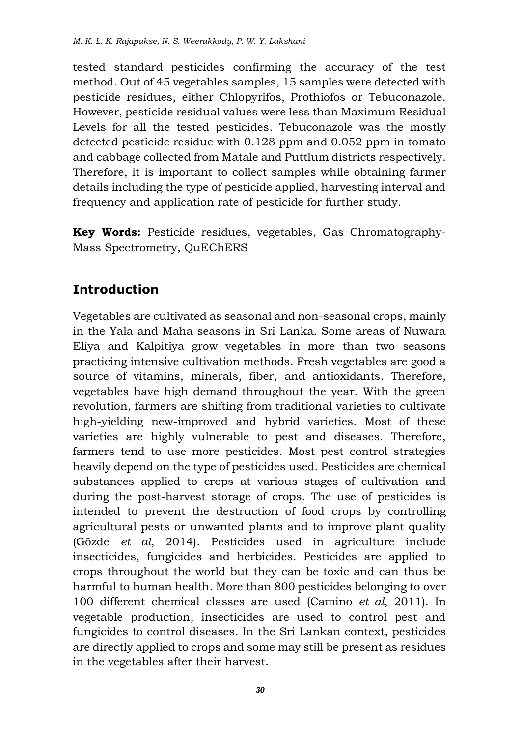tested standard pesticides confirming the accuracy of the test method. Out of 45 vegetables samples, 15 samples were detected with pesticide residues, either Chlopyrifos, Prothiofos or Tebuconazole. However, pesticide residual values were less than Maximum Residual Levels for all the tested pesticides. Tebuconazole was the mostly detected pesticide residue with 0.128 ppm and 0.052 ppm in tomato and cabbage collected from Matale and Puttlum districts respectively. Therefore, it is important to collect samples while obtaining farmer details including the type of pesticide applied, harvesting interval and frequency and application rate of pesticide for further study.

**Key Words:** Pesticide residues, vegetables, Gas Chromatography-Mass Spectrometry, QuEChERS

## Introduction

Vegetables are cultivated as seasonal and non-seasonal crops, mainly in the Yala and Maha seasons in Sri Lanka. Some areas of Nuwara Eliya and Kalpitiya grow vegetables in more than two seasons practicing intensive cultivation methods. Fresh vegetables are good a source of vitamins, minerals, fiber, and antioxidants. Therefore, vegetables have high demand throughout the year. With the green revolution, farmers are shifting from traditional varieties to cultivate high-yielding new-improved and hybrid varieties. Most of these varieties are highly vulnerable to pest and diseases. Therefore, farmers tend to use more pesticides. Most pest control strategies heavily depend on the type of pesticides used. Pesticides are chemical substances applied to crops at various stages of cultivation and during the post-harvest storage of crops. The use of pesticides is intended to prevent the destruction of food crops by controlling agricultural pests or unwanted plants and to improve plant quality (Gözde *et al*, 2014). Pesticides used in agriculture include insecticides, fungicides and herbicides. Pesticides are applied to crops throughout the world but they can be toxic and can thus be harmful to human health. More than 800 pesticides belonging to over 100 different chemical classes are used (Camino *et al*, 2011). In vegetable production, insecticides are used to control pest and fungicides to control diseases. In the Sri Lankan context, pesticides are directly applied to crops and some may still be present as residues in the vegetables after their harvest.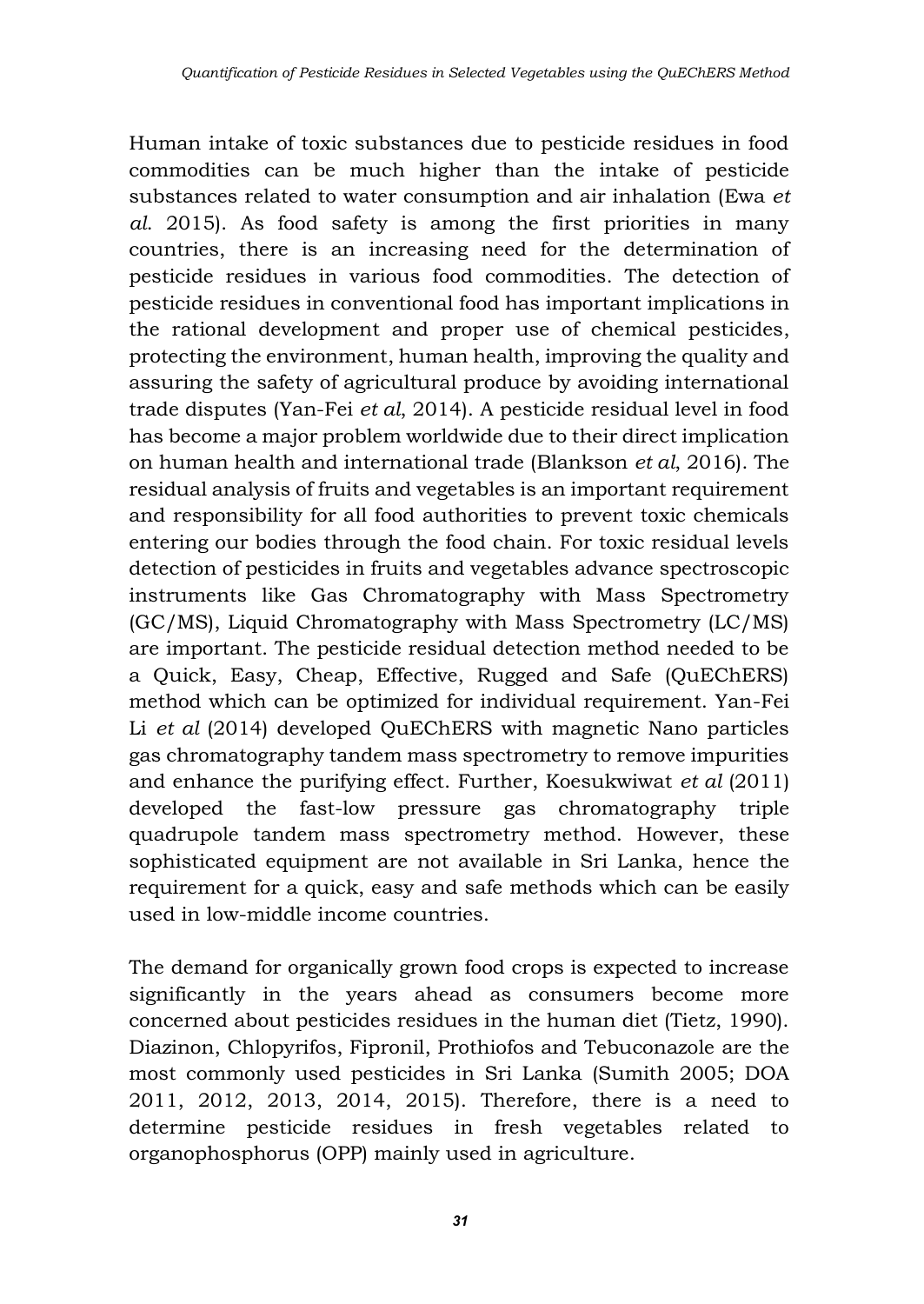Human intake of toxic substances due to pesticide residues in food commodities can be much higher than the intake of pesticide substances related to water consumption and air inhalation (Ewa *et al*. 2015). As food safety is among the first priorities in many countries, there is an increasing need for the determination of pesticide residues in various food commodities. The detection of pesticide residues in conventional food has important implications in the rational development and proper use of chemical pesticides, protecting the environment, human health, improving the quality and assuring the safety of agricultural produce by avoiding international trade disputes (Yan-Fei *et al*, 2014). A pesticide residual level in food has become a major problem worldwide due to their direct implication on human health and international trade (Blankson *et al*, 2016). The residual analysis of fruits and vegetables is an important requirement and responsibility for all food authorities to prevent toxic chemicals entering our bodies through the food chain. For toxic residual levels detection of pesticides in fruits and vegetables advance spectroscopic instruments like Gas Chromatography with Mass Spectrometry (GC/MS), Liquid Chromatography with Mass Spectrometry (LC/MS) are important. The pesticide residual detection method needed to be a Quick, Easy, Cheap, Effective, Rugged and Safe (QuEChERS) method which can be optimized for individual requirement. Yan-Fei Li *et al* (2014) developed QuEChERS with magnetic Nano particles gas chromatography tandem mass spectrometry to remove impurities and enhance the purifying effect. Further, Koesukwiwat *et al* (2011) developed the fast-low pressure gas chromatography triple quadrupole tandem mass spectrometry method. However, these sophisticated equipment are not available in Sri Lanka, hence the requirement for a quick, easy and safe methods which can be easily used in low-middle income countries.

The demand for organically grown food crops is expected to increase significantly in the years ahead as consumers become more concerned about pesticides residues in the human diet (Tietz, 1990). Diazinon, Chlopyrifos, Fipronil, Prothiofos and Tebuconazole are the most commonly used pesticides in Sri Lanka (Sumith 2005; DOA 2011, 2012, 2013, 2014, 2015). Therefore, there is a need to determine pesticide residues in fresh vegetables related to organophosphorus (OPP) mainly used in agriculture.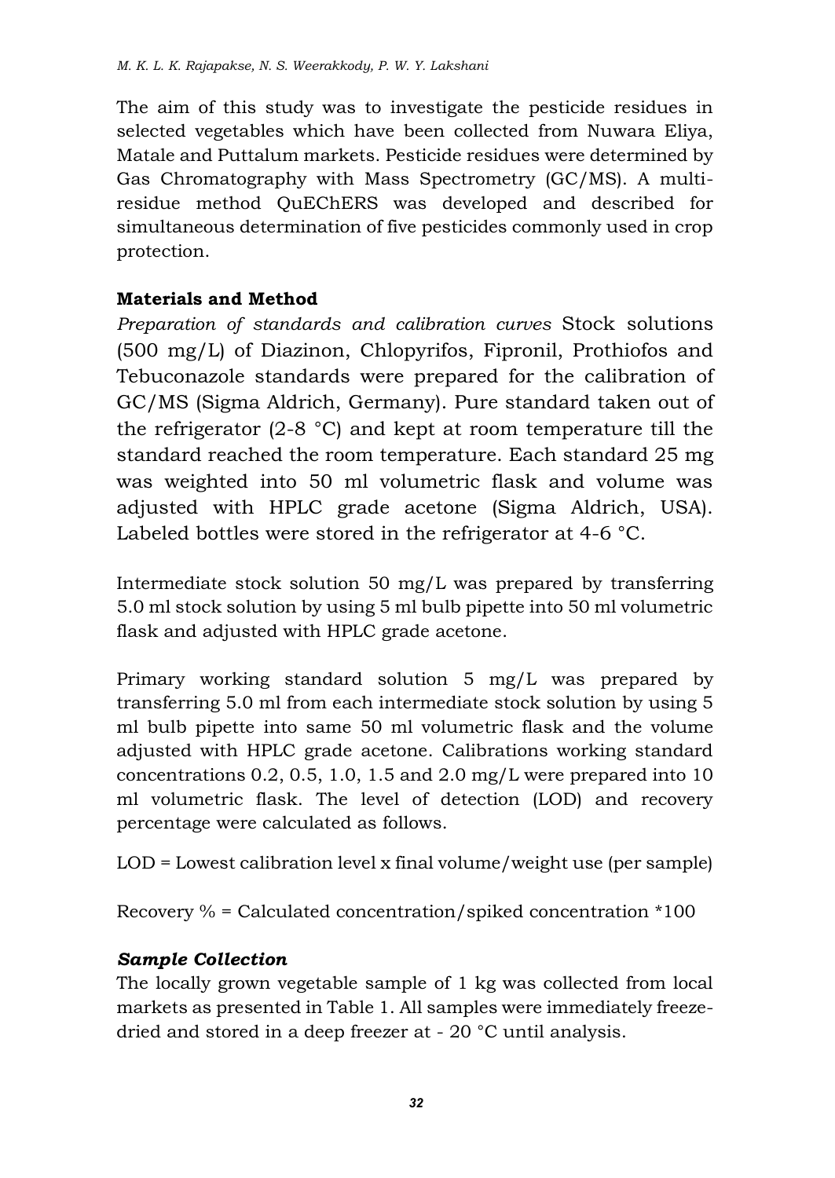The aim of this study was to investigate the pesticide residues in selected vegetables which have been collected from Nuwara Eliya, Matale and Puttalum markets. Pesticide residues were determined by Gas Chromatography with Mass Spectrometry (GC/MS). A multi-residue method QuEChERS was developed and described for simultaneous determination of five pesticides commonly used in crop protection.

## Materials and Method

*Preparation of standards and calibration curves* Stock solutions (500 mg/L) of Diazinon, Chlopyrifos, Fipronil, Prothiofos and Tebuconazole standards were prepared for the calibration of GC/MS (Sigma Aldrich, Germany). Pure standard taken out of the refrigerator (2-8 °C) and kept at room temperature till the standard reached the room temperature. Each standard 25 mg was weighted into 50 ml volumetric flask and volume was adjusted with HPLC grade acetone (Sigma Aldrich, USA). Labeled bottles were stored in the refrigerator at 4-6 °C.

Intermediate stock solution 50 mg/L was prepared by transferring 5.0 ml stock solution by using 5 ml bulb pipette into 50 ml volumetric flask and adjusted with HPLC grade acetone.

Primary working standard solution 5 mg/L was prepared by transferring 5.0 ml from each intermediate stock solution by using 5 ml bulb pipette into same 50 ml volumetric flask and the volume adjusted with HPLC grade acetone. Calibrations working standard concentrations 0.2, 0.5, 1.0, 1.5 and 2.0 mg/L were prepared into 10 ml volumetric flask. The level of detection (LOD) and recovery percentage were calculated as follows.

LOD = Lowest calibration level x final volume/weight use (per sample)

Recovery % = Calculated concentration/spiked concentration *100

### *Sample Collection*

The locally grown vegetable sample of 1 kg was collected from local markets as presented in Table 1. All samples were immediately freeze-dried and stored in a deep freezer at - 20 °C until analysis.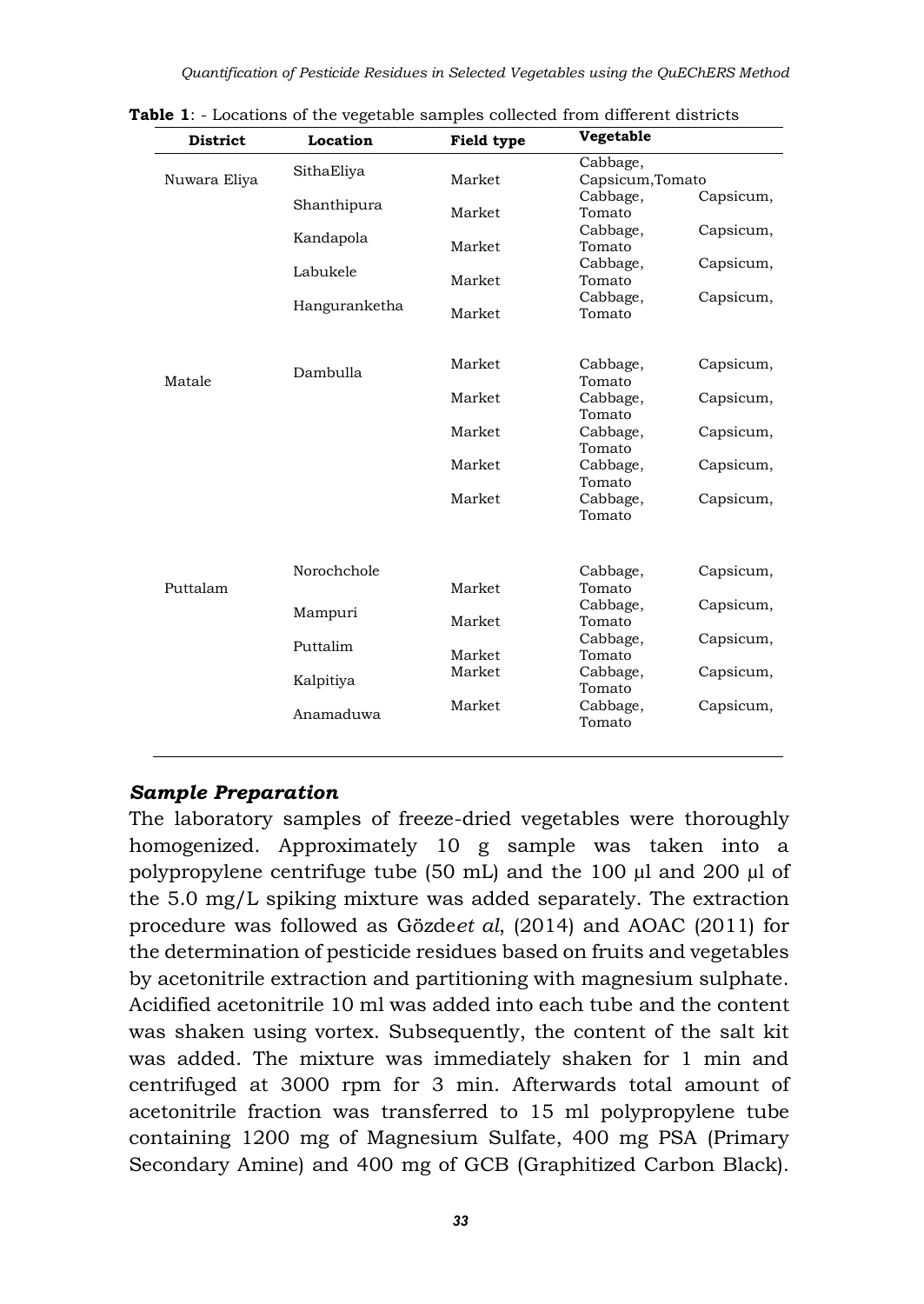**Table 1**: - Locations of the vegetable samples collected from different districts

| District | Location | Field type | Vegetable |
|---|---|---|---|
| Nuwara Eliya | SithaEliya | Market | Cabbage, Capsicum,Tomato |
| | Shanthipura | Market | Cabbage, Capsicum, Tomato |
| | Kandapola | Market | Cabbage, Capsicum, Tomato |
| | Labukele | Market | Cabbage, Capsicum, Tomato |
| | Hanguranketha | Market | Cabbage, Capsicum, Tomato |
| Matale | Dambulla | Market | Cabbage, Capsicum, Tomato |
| | | Market | Cabbage, Capsicum, Tomato |
| | | Market | Cabbage, Capsicum, Tomato |
| | | Market | Cabbage, Capsicum, Tomato |
| | | Market | Cabbage, Capsicum, Tomato |
| Puttalam | Norochchole | Market | Cabbage, Capsicum, Tomato |
| | Mampuri | Market | Cabbage, Capsicum, Tomato |
| | Puttalim | Market | Cabbage, Capsicum, Tomato |
| | Kalpitiya | Market | Cabbage, Capsicum, Tomato |
| | Anamaduwa | Market | Cabbage, Capsicum, Tomato |

### *Sample Preparation*

The laboratory samples of freeze-dried vegetables were thoroughly homogenized. Approximately 10 g sample was taken into a polypropylene centrifuge tube (50 mL) and the 100 µl and 200 µl of the 5.0 mg/L spiking mixture was added separately. The extraction procedure was followed as Gözde*et al*, (2014) and AOAC (2011) for the determination of pesticide residues based on fruits and vegetables by acetonitrile extraction and partitioning with magnesium sulphate. Acidified acetonitrile 10 ml was added into each tube and the content was shaken using vortex. Subsequently, the content of the salt kit was added. The mixture was immediately shaken for 1 min and centrifuged at 3000 rpm for 3 min. Afterwards total amount of acetonitrile fraction was transferred to 15 ml polypropylene tube containing 1200 mg of Magnesium Sulfate, 400 mg PSA (Primary Secondary Amine) and 400 mg of GCB (Graphitized Carbon Black).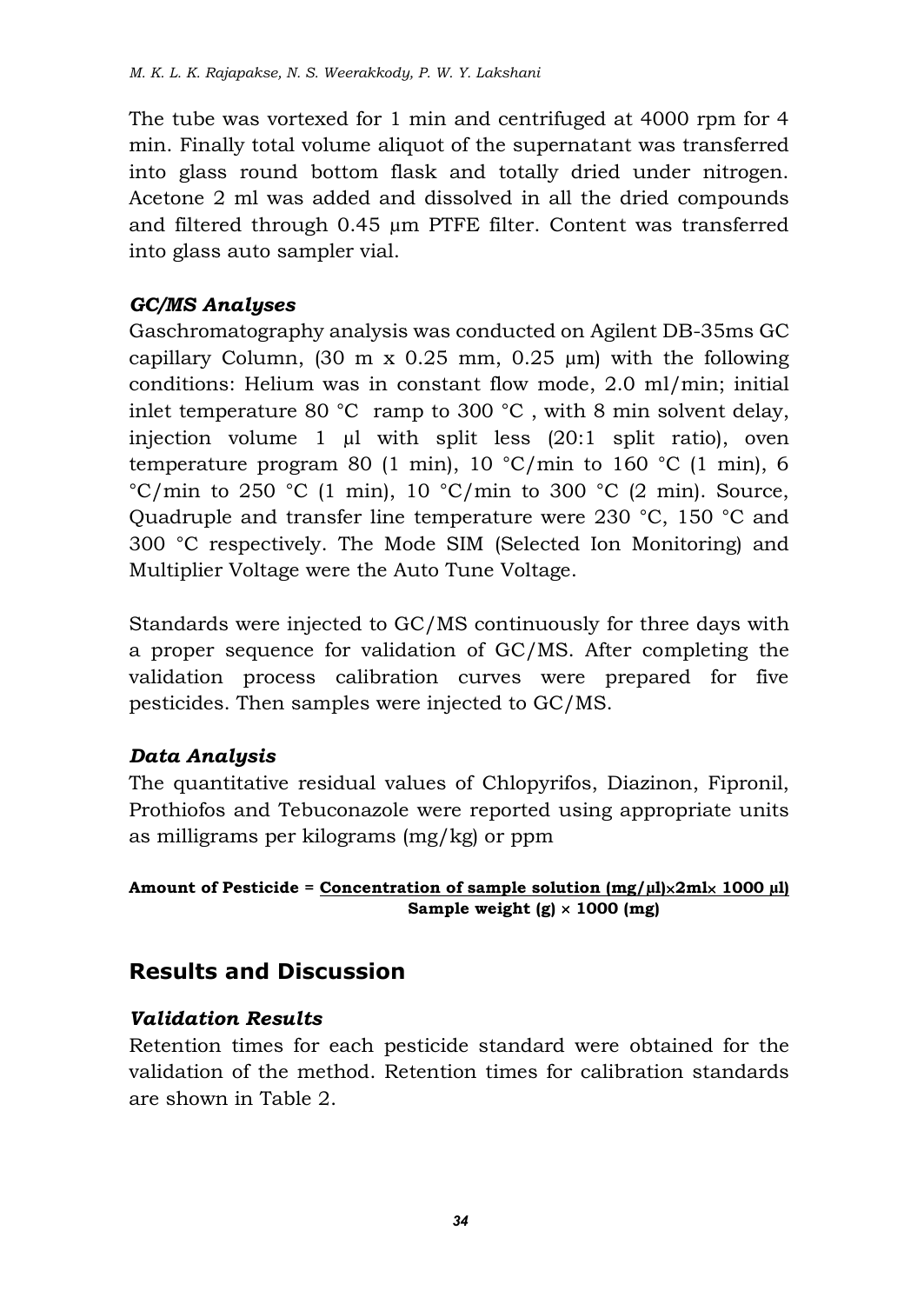The tube was vortexed for 1 min and centrifuged at 4000 rpm for 4 min. Finally total volume aliquot of the supernatant was transferred into glass round bottom flask and totally dried under nitrogen. Acetone 2 ml was added and dissolved in all the dried compounds and filtered through 0.45 μm PTFE filter. Content was transferred into glass auto sampler vial.

### *GC/MS Analyses*

Gaschromatography analysis was conducted on Agilent DB-35ms GC capillary Column, (30 m x 0.25 mm, 0.25 μm) with the following conditions: Helium was in constant flow mode, 2.0 ml/min; initial inlet temperature 80 °C ramp to 300 °C , with 8 min solvent delay, injection volume 1 μl with split less (20:1 split ratio), oven temperature program 80 (1 min), 10 °C/min to 160 °C (1 min), 6 °C/min to 250 °C (1 min), 10 °C/min to 300 °C (2 min). Source, Quadruple and transfer line temperature were 230 °C, 150 °C and 300 °C respectively. The Mode SIM (Selected Ion Monitoring) and Multiplier Voltage were the Auto Tune Voltage.

Standards were injected to GC/MS continuously for three days with a proper sequence for validation of GC/MS. After completing the validation process calibration curves were prepared for five pesticides. Then samples were injected to GC/MS.

### *Data Analysis*

The quantitative residual values of Chlopyrifos, Diazinon, Fipronil, Prothiofos and Tebuconazole were reported using appropriate units as milligrams per kilograms (mg/kg) or ppm

$$\textbf{Amount of Pesticide} = \frac{\textbf{Concentration of sample solution (mg/μl)} \times \textbf{2ml} \times \textbf{1000 μl)}}{\textbf{Sample weight (g)} \times \textbf{1000 (mg)}}$$

## Results and Discussion

### *Validation Results*

Retention times for each pesticide standard were obtained for the validation of the method. Retention times for calibration standards are shown in Table 2.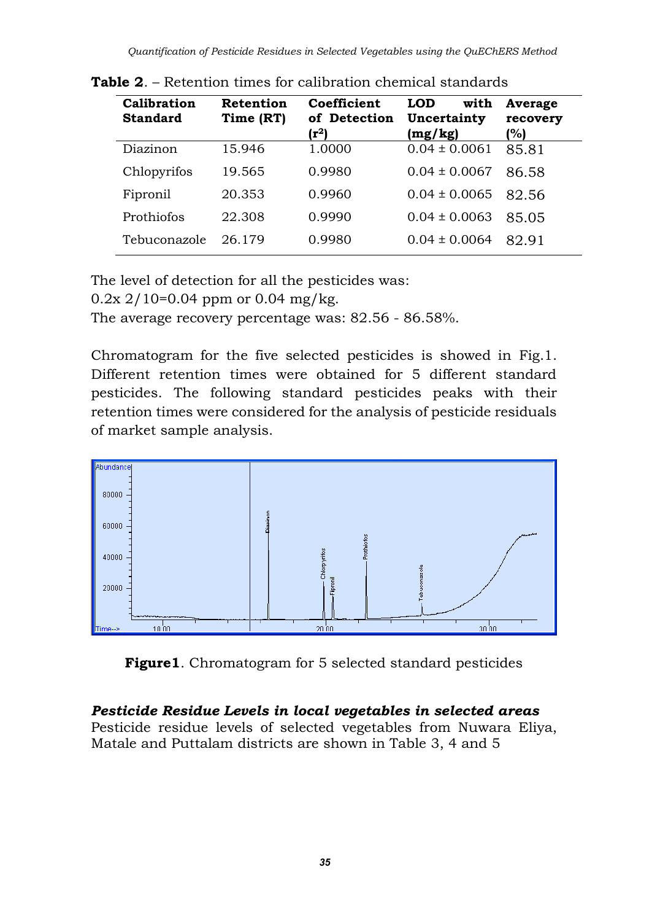**Table 2**. – Retention times for calibration chemical standards

| Calibration Standard | Retention Time (RT) | Coefficient of Detection ($r^2$) | LOD with Uncertainty (mg/kg) | Average recovery (%) |
|---|---|---|---|---|
| Diazinon | 15.946 | 1.0000 | 0.04 ± 0.0061 | 85.81 |
| Chlopyrifos | 19.565 | 0.9980 | 0.04 ± 0.0067 | 86.58 |
| Fipronil | 20.353 | 0.9960 | 0.04 ± 0.0065 | 82.56 |
| Prothiofos | 22.308 | 0.9990 | 0.04 ± 0.0063 | 85.05 |
| Tebuconazole | 26.179 | 0.9980 | 0.04 ± 0.0064 | 82.91 |

The level of detection for all the pesticides was:
0.2x 2/10=0.04 ppm or 0.04 mg/kg.
The average recovery percentage was: 82.56 - 86.58%.

Chromatogram for the five selected pesticides is showed in Fig.1. Different retention times were obtained for 5 different standard pesticides. The following standard pesticides peaks with their retention times were considered for the analysis of pesticide residuals of market sample analysis.

**Figure1**. Chromatogram for 5 selected standard pesticides

***Pesticide Residue Levels in local vegetables in selected areas***

Pesticide residue levels of selected vegetables from Nuwara Eliya, Matale and Puttalam districts are shown in Table 3, 4 and 5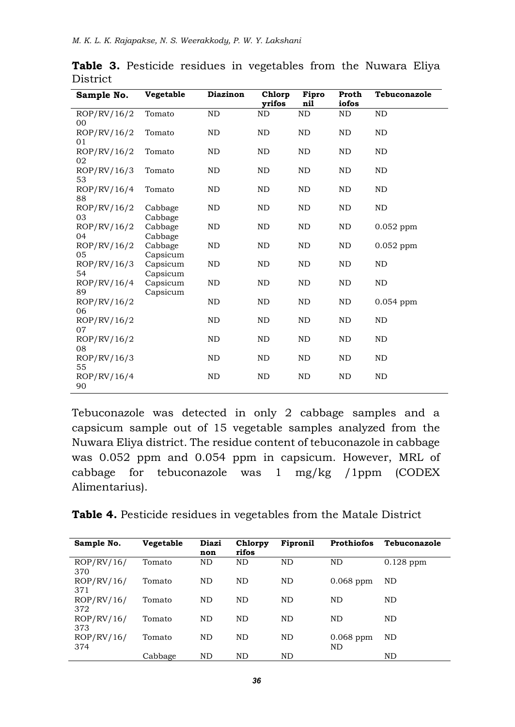**Table 3.** Pesticide residues in vegetables from the Nuwara Eliya District

| Sample No. | Vegetable | Diazinon | Chlorpyrifos | Fipronil | Prothiofos | Tebuconazole |
|---|---|---|---|---|---|---|
| ROP/RV/16/200 | Tomato | ND | ND | ND | ND | ND |
| ROP/RV/16/201 | Tomato | ND | ND | ND | ND | ND |
| ROP/RV/16/202 | Tomato | ND | ND | ND | ND | ND |
| ROP/RV/16/353 | Tomato | ND | ND | ND | ND | ND |
| ROP/RV/16/488 | Tomato | ND | ND | ND | ND | ND |
| ROP/RV/16/203 | Cabbage Cabbage | ND | ND | ND | ND | ND |
| ROP/RV/16/204 | Cabbage Cabbage | ND | ND | ND | ND | 0.052 ppm |
| ROP/RV/16/205 | Cabbage Capsicum | ND | ND | ND | ND | 0.052 ppm |
| ROP/RV/16/354 | Capsicum Capsicum | ND | ND | ND | ND | ND |
| ROP/RV/16/489 | Capsicum Capsicum | ND | ND | ND | ND | ND |
| ROP/RV/16/206 | | ND | ND | ND | ND | 0.054 ppm |
| ROP/RV/16/207 | | ND | ND | ND | ND | ND |
| ROP/RV/16/208 | | ND | ND | ND | ND | ND |
| ROP/RV/16/355 | | ND | ND | ND | ND | ND |
| ROP/RV/16/490 | | ND | ND | ND | ND | ND |

Tebuconazole was detected in only 2 cabbage samples and a capsicum sample out of 15 vegetable samples analyzed from the Nuwara Eliya district. The residue content of tebuconazole in cabbage was 0.052 ppm and 0.054 ppm in capsicum. However, MRL of cabbage for tebuconazole was 1 mg/kg /1ppm (CODEX Alimentarius).

**Table 4.** Pesticide residues in vegetables from the Matale District

| Sample No. | Vegetable | Diazinon | Chlorpyrifos | Fipronil | Prothiofos | Tebuconazole |
|---|---|---|---|---|---|---|
| ROP/RV/16/370 | Tomato | ND | ND | ND | ND | 0.128 ppm |
| ROP/RV/16/371 | Tomato | ND | ND | ND | 0.068 ppm | ND |
| ROP/RV/16/372 | Tomato | ND | ND | ND | ND | ND |
| ROP/RV/16/373 | Tomato | ND | ND | ND | ND | ND |
| ROP/RV/16/374 | Tomato | ND | ND | ND | 0.068 ppm ND | ND |
| | Cabbage | ND | ND | ND | | ND |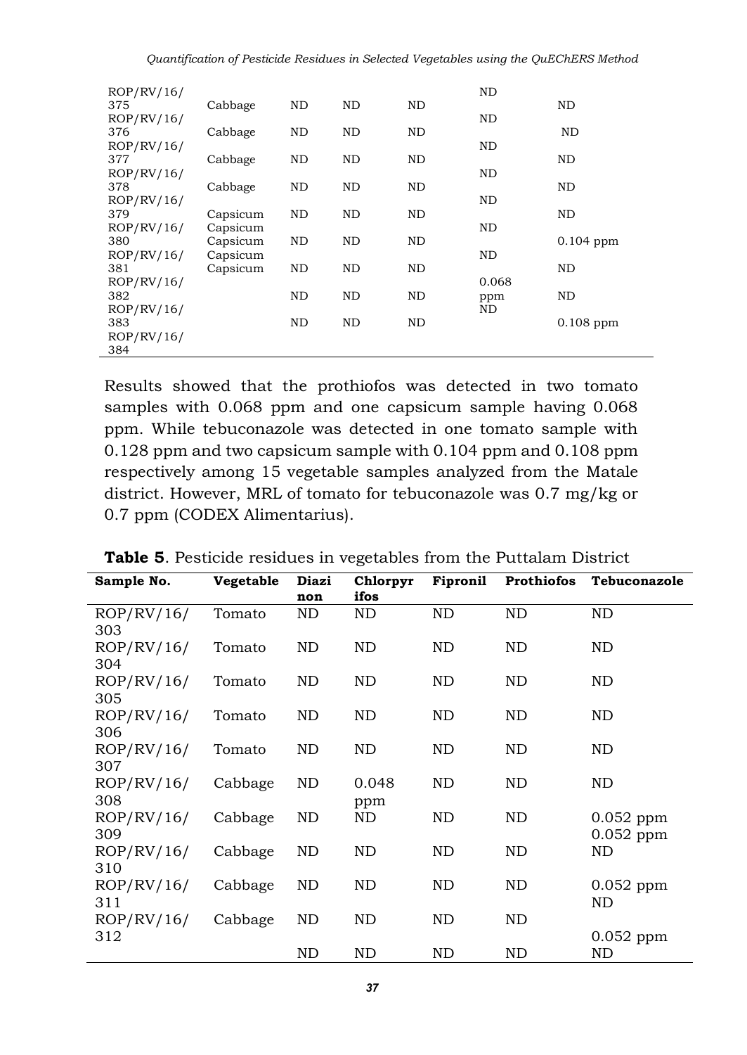| | | | | | | |
|---|---|---|---|---|---|---|
| ROP/RV/16/375 | Cabbage | ND | ND | ND | ND | ND |
| ROP/RV/16/376 | Cabbage | ND | ND | ND | ND | ND |
| ROP/RV/16/377 | Cabbage | ND | ND | ND | ND | ND |
| ROP/RV/16/378 | Cabbage | ND | ND | ND | ND | ND |
| ROP/RV/16/379 | Capsicum | ND | ND | ND | ND | ND |
| ROP/RV/16/380 | Capsicum Capsicum | ND | ND | ND | ND | 0.104 ppm |
| ROP/RV/16/381 | Capsicum Capsicum | ND | ND | ND | ND | ND |
| ROP/RV/16/382 | | ND | ND | ND | 0.068 ppm | ND |
| ROP/RV/16/383 | | ND | ND | ND | ND | 0.108 ppm |
| ROP/RV/16/384 | | | | | | |

Results showed that the prothiofos was detected in two tomato samples with 0.068 ppm and one capsicum sample having 0.068 ppm. While tebuconazole was detected in one tomato sample with 0.128 ppm and two capsicum sample with 0.104 ppm and 0.108 ppm respectively among 15 vegetable samples analyzed from the Matale district. However, MRL of tomato for tebuconazole was 0.7 mg/kg or 0.7 ppm (CODEX Alimentarius).

**Table 5**. Pesticide residues in vegetables from the Puttalam District

| Sample No. | Vegetable | Diazinon | Chlorpyrifos | Fipronil | Prothiofos | Tebuconazole |
|---|---|---|---|---|---|---|
| ROP/RV/16/303 | Tomato | ND | ND | ND | ND | ND |
| ROP/RV/16/304 | Tomato | ND | ND | ND | ND | ND |
| ROP/RV/16/305 | Tomato | ND | ND | ND | ND | ND |
| ROP/RV/16/306 | Tomato | ND | ND | ND | ND | ND |
| ROP/RV/16/307 | Tomato | ND | ND | ND | ND | ND |
| ROP/RV/16/308 | Cabbage | ND | 0.048 ppm | ND | ND | ND |
| ROP/RV/16/309 | Cabbage | ND | ND | ND | ND | 0.052 ppm 0.052 ppm |
| ROP/RV/16/310 | Cabbage | ND | ND | ND | ND | ND |
| ROP/RV/16/311 | Cabbage | ND | ND | ND | ND | 0.052 ppm ND |
| ROP/RV/16/312 | Cabbage | ND | ND | ND | ND | 0.052 ppm |
| | | ND | ND | ND | ND | ND |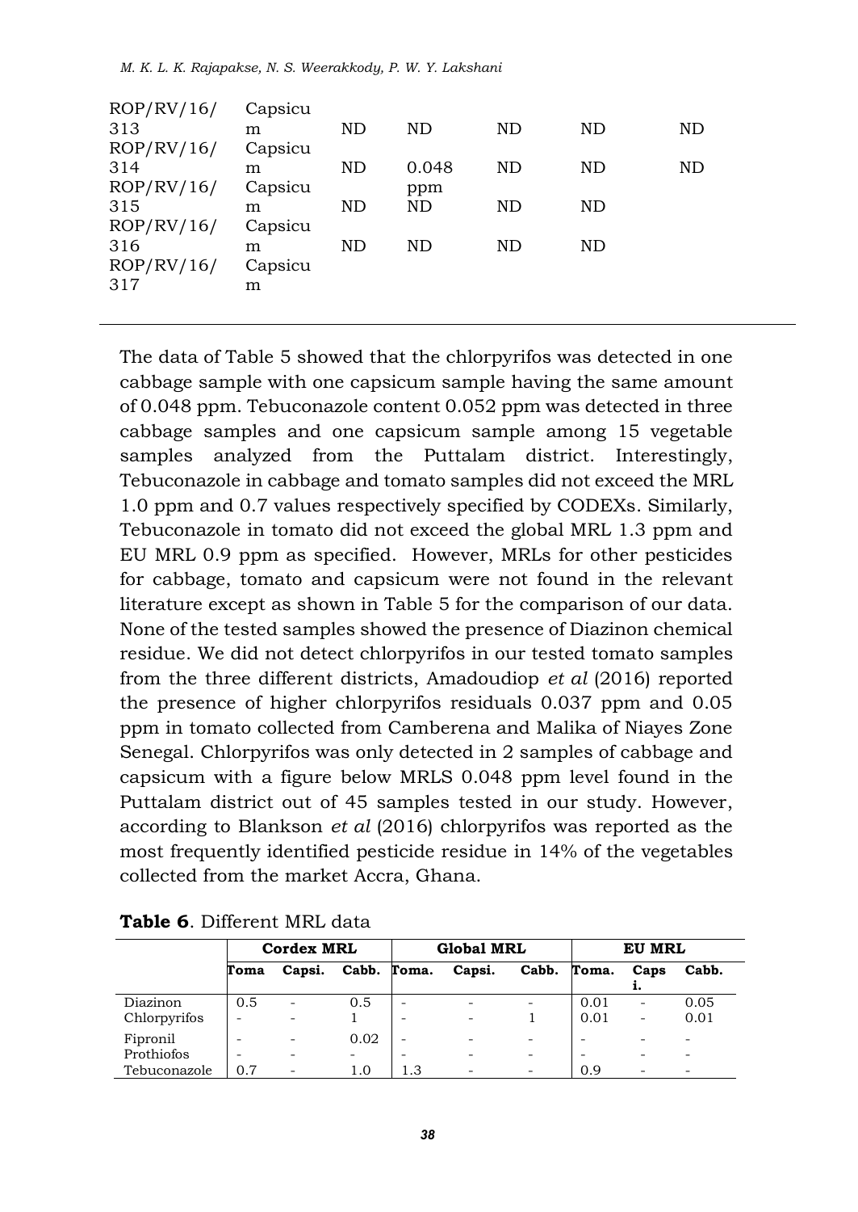| ROP/RV/16/313 | Capsicum | ND | ND | ND | ND | ND |
|---|---|---|---|---|---|---|
| ROP/RV/16/314 | Capsicum | ND | 0.048 ppm | ND | ND | ND |
| ROP/RV/16/315 | Capsicum | ND | ND | ND | ND | |
| ROP/RV/16/316 | Capsicum | ND | ND | ND | ND | |
| ROP/RV/16/317 | Capsicum | | | | | |

The data of Table 5 showed that the chlorpyrifos was detected in one cabbage sample with one capsicum sample having the same amount of 0.048 ppm. Tebuconazole content 0.052 ppm was detected in three cabbage samples and one capsicum sample among 15 vegetable samples analyzed from the Puttalam district. Interestingly, Tebuconazole in cabbage and tomato samples did not exceed the MRL 1.0 ppm and 0.7 values respectively specified by CODEXs. Similarly, Tebuconazole in tomato did not exceed the global MRL 1.3 ppm and EU MRL 0.9 ppm as specified. However, MRLs for other pesticides for cabbage, tomato and capsicum were not found in the relevant literature except as shown in Table 5 for the comparison of our data. None of the tested samples showed the presence of Diazinon chemical residue. We did not detect chlorpyrifos in our tested tomato samples from the three different districts, Amadoudiop *et al* (2016) reported the presence of higher chlorpyrifos residuals 0.037 ppm and 0.05 ppm in tomato collected from Camberena and Malika of Niayes Zone Senegal. Chlorpyrifos was only detected in 2 samples of cabbage and capsicum with a figure below MRLS 0.048 ppm level found in the Puttalam district out of 45 samples tested in our study. However, according to Blankson *et al* (2016) chlorpyrifos was reported as the most frequently identified pesticide residue in 14% of the vegetables collected from the market Accra, Ghana.

**Table 6**. Different MRL data

| | Cordex MRL | | | Global MRL | | | EU MRL | | |
|---|---|---|---|---|---|---|---|---|---|
| | Toma | Capsi. | Cabb. | Toma. | Capsi. | Cabb. | Toma. | Capsi. | Cabb. |
| Diazinon | 0.5 | - | 0.5 | - | - | - | 0.01 | - | 0.05 |
| Chlorpyrifos | - | - | 1 | - | - | 1 | 0.01 | - | 0.01 |
| Fipronil | - | - | 0.02 | - | - | - | - | - | - |
| Prothiofos | - | - | - | - | - | - | - | - | - |
| Tebuconazole | 0.7 | - | 1.0 | 1.3 | - | - | 0.9 | - | - |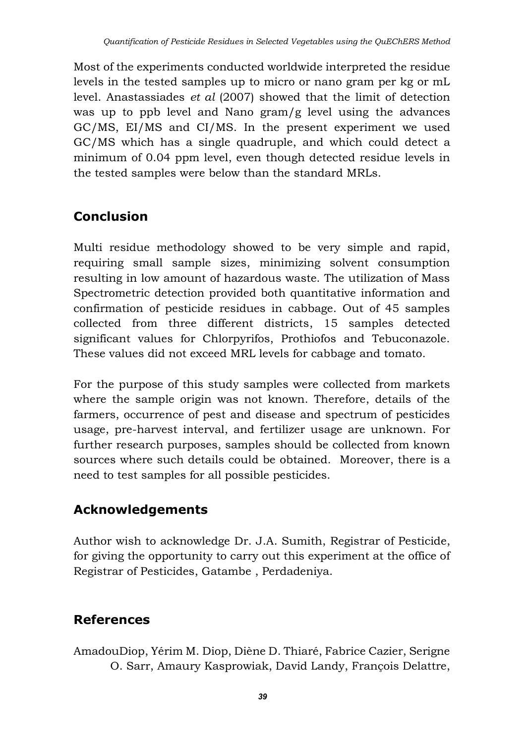Most of the experiments conducted worldwide interpreted the residue levels in the tested samples up to micro or nano gram per kg or mL level. Anastassiades *et al* (2007) showed that the limit of detection was up to ppb level and Nano gram/g level using the advances GC/MS, EI/MS and CI/MS. In the present experiment we used GC/MS which has a single quadruple, and which could detect a minimum of 0.04 ppm level, even though detected residue levels in the tested samples were below than the standard MRLs.

## Conclusion

Multi residue methodology showed to be very simple and rapid, requiring small sample sizes, minimizing solvent consumption resulting in low amount of hazardous waste. The utilization of Mass Spectrometric detection provided both quantitative information and confirmation of pesticide residues in cabbage. Out of 45 samples collected from three different districts, 15 samples detected significant values for Chlorpyrifos, Prothiofos and Tebuconazole. These values did not exceed MRL levels for cabbage and tomato.

For the purpose of this study samples were collected from markets where the sample origin was not known. Therefore, details of the farmers, occurrence of pest and disease and spectrum of pesticides usage, pre-harvest interval, and fertilizer usage are unknown. For further research purposes, samples should be collected from known sources where such details could be obtained. Moreover, there is a need to test samples for all possible pesticides.

## Acknowledgements

Author wish to acknowledge Dr. J.A. Sumith, Registrar of Pesticide, for giving the opportunity to carry out this experiment at the office of Registrar of Pesticides, Gatambe , Perdadeniya.

## References

AmadouDiop, Yérim M. Diop, Diène D. Thiaré, Fabrice Cazier, Serigne O. Sarr, Amaury Kasprowiak, David Landy, François Delattre,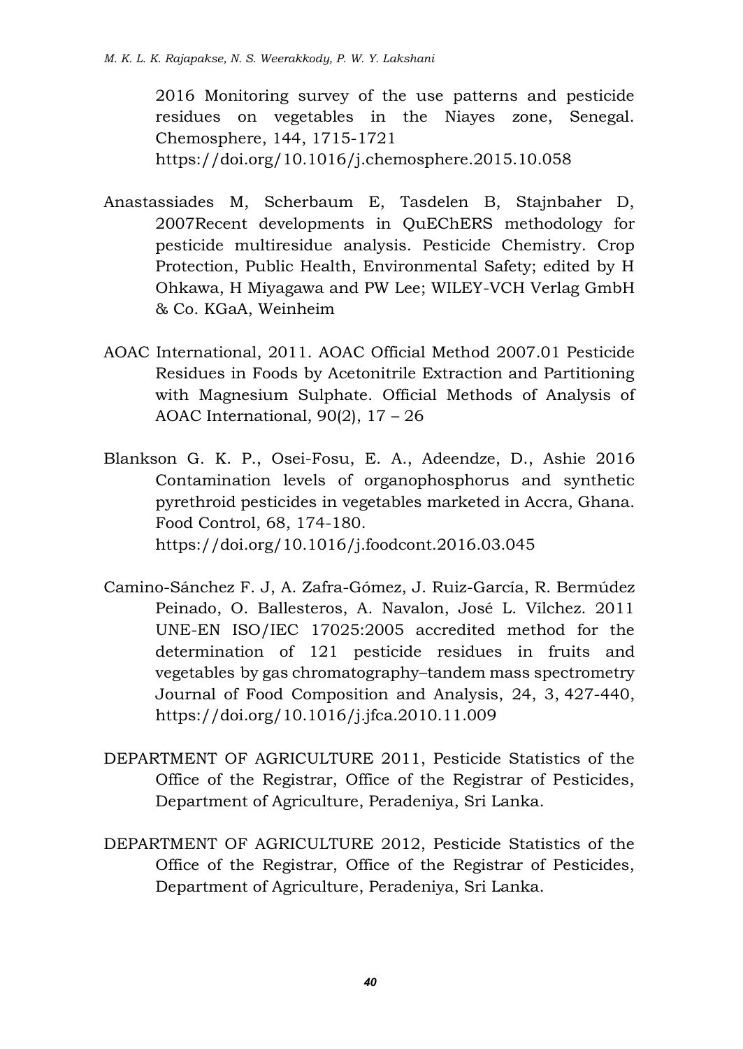2016 Monitoring survey of the use patterns and pesticide residues on vegetables in the Niayes zone, Senegal. Chemosphere, 144, 1715-1721 https://doi.org/10.1016/j.chemosphere.2015.10.058

Anastassiades M, Scherbaum E, Tasdelen B, Stajnbaher D, 2007Recent developments in QuEChERS methodology for pesticide multiresidue analysis. Pesticide Chemistry. Crop Protection, Public Health, Environmental Safety; edited by H Ohkawa, H Miyagawa and PW Lee; WILEY-VCH Verlag GmbH & Co. KGaA, Weinheim

AOAC International, 2011. AOAC Official Method 2007.01 Pesticide Residues in Foods by Acetonitrile Extraction and Partitioning with Magnesium Sulphate. Official Methods of Analysis of AOAC International, 90(2), 17 – 26

Blankson G. K. P., Osei-Fosu, E. A., Adeendze, D., Ashie 2016 Contamination levels of organophosphorus and synthetic pyrethroid pesticides in vegetables marketed in Accra, Ghana. Food Control, 68, 174-180. https://doi.org/10.1016/j.foodcont.2016.03.045

Camino-Sánchez F. J, A. Zafra-Gómez, J. Ruiz-García, R. Bermúdez Peinado, O. Ballesteros, A. Navalon, José L. Vílchez. 2011 UNE-EN ISO/IEC 17025:2005 accredited method for the determination of 121 pesticide residues in fruits and vegetables by gas chromatography–tandem mass spectrometry Journal of Food Composition and Analysis, 24, 3, 427-440, https://doi.org/10.1016/j.jfca.2010.11.009

DEPARTMENT OF AGRICULTURE 2011, Pesticide Statistics of the Office of the Registrar, Office of the Registrar of Pesticides, Department of Agriculture, Peradeniya, Sri Lanka.

DEPARTMENT OF AGRICULTURE 2012, Pesticide Statistics of the Office of the Registrar, Office of the Registrar of Pesticides, Department of Agriculture, Peradeniya, Sri Lanka.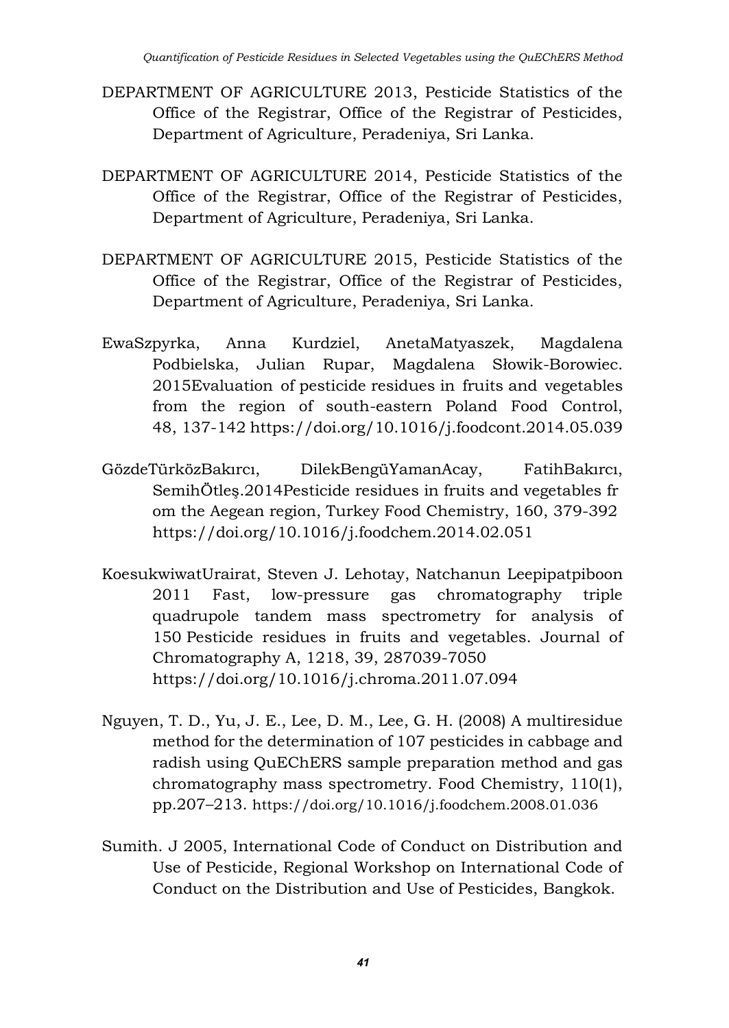DEPARTMENT OF AGRICULTURE 2013, Pesticide Statistics of the Office of the Registrar, Office of the Registrar of Pesticides, Department of Agriculture, Peradeniya, Sri Lanka.

DEPARTMENT OF AGRICULTURE 2014, Pesticide Statistics of the Office of the Registrar, Office of the Registrar of Pesticides, Department of Agriculture, Peradeniya, Sri Lanka.

DEPARTMENT OF AGRICULTURE 2015, Pesticide Statistics of the Office of the Registrar, Office of the Registrar of Pesticides, Department of Agriculture, Peradeniya, Sri Lanka.

EwaSzpyrka, Anna Kurdziel, AnetaMatyaszek, Magdalena Podbielska, Julian Rupar, Magdalena Słowik-Borowiec. 2015Evaluation of pesticide residues in fruits and vegetables from the region of south-eastern Poland Food Control, 48, 137-142 https://doi.org/10.1016/j.foodcont.2014.05.039

GözdeTürközBakırcı, DilekBengüYamanAcay, FatihBakırcı, SemihÖtleş.2014Pesticide residues in fruits and vegetables fr om the Aegean region, Turkey Food Chemistry, 160, 379-392 https://doi.org/10.1016/j.foodchem.2014.02.051

KoesukwiwatUrairat, Steven J. Lehotay, Natchanun Leepipatpiboon 2011 Fast, low-pressure gas chromatography triple quadrupole tandem mass spectrometry for analysis of 150 Pesticide residues in fruits and vegetables. Journal of Chromatography A, 1218, 39, 287039-7050 https://doi.org/10.1016/j.chroma.2011.07.094

Nguyen, T. D., Yu, J. E., Lee, D. M., Lee, G. H. (2008) A multiresidue method for the determination of 107 pesticides in cabbage and radish using QuEChERS sample preparation method and gas chromatography mass spectrometry. Food Chemistry, 110(1), pp.207–213. https://doi.org/10.1016/j.foodchem.2008.01.036

Sumith. J 2005, International Code of Conduct on Distribution and Use of Pesticide, Regional Workshop on International Code of Conduct on the Distribution and Use of Pesticides, Bangkok.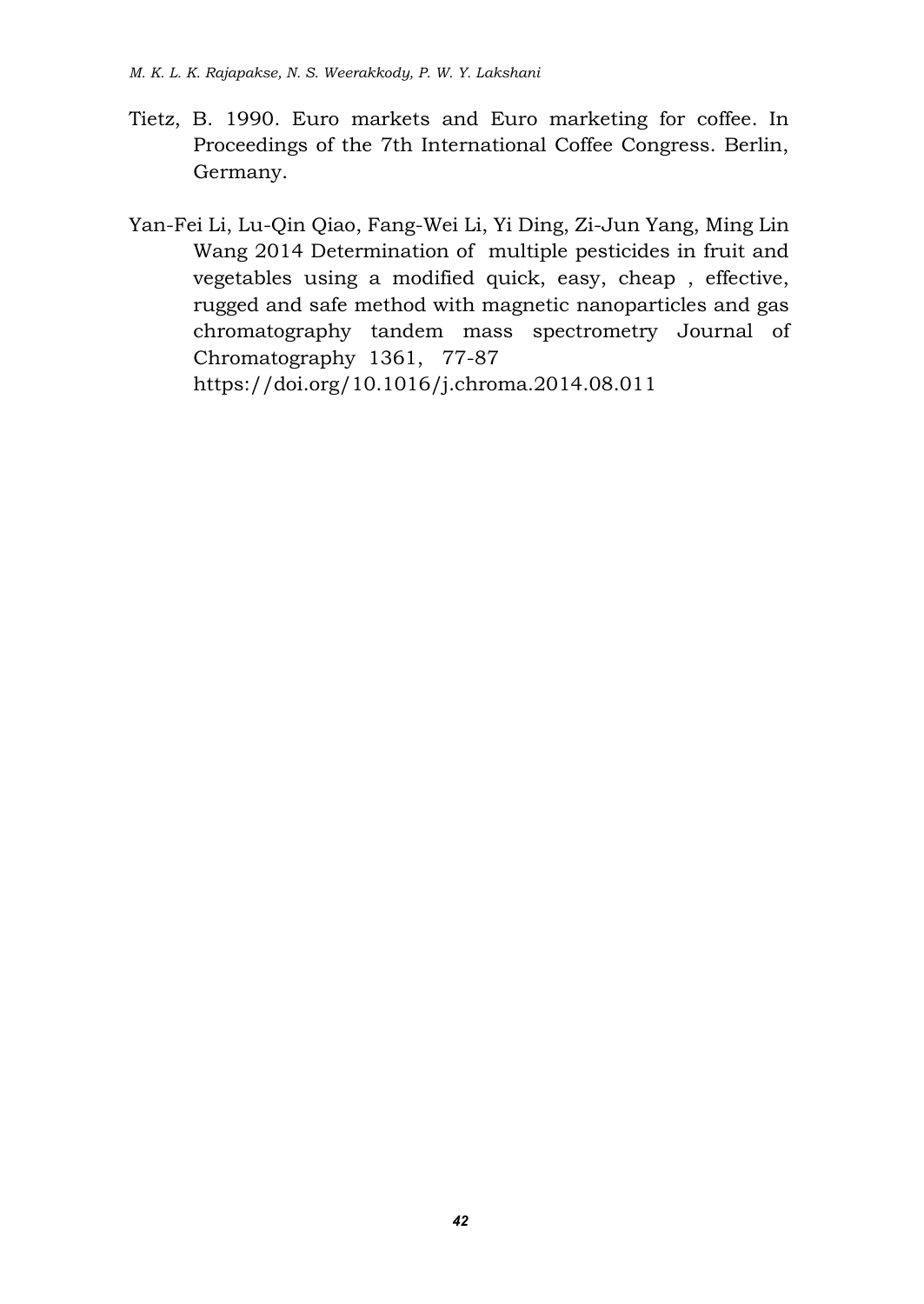Tietz, B. 1990. Euro markets and Euro marketing for coffee. In Proceedings of the 7th International Coffee Congress. Berlin, Germany.

Yan-Fei Li, Lu-Qin Qiao, Fang-Wei Li, Yi Ding, Zi-Jun Yang, Ming Lin Wang 2014 Determination of multiple pesticides in fruit and vegetables using a modified quick, easy, cheap , effective, rugged and safe method with magnetic nanoparticles and gas chromatography tandem mass spectrometry Journal of Chromatography 1361, 77-87 https://doi.org/10.1016/j.chroma.2014.08.011